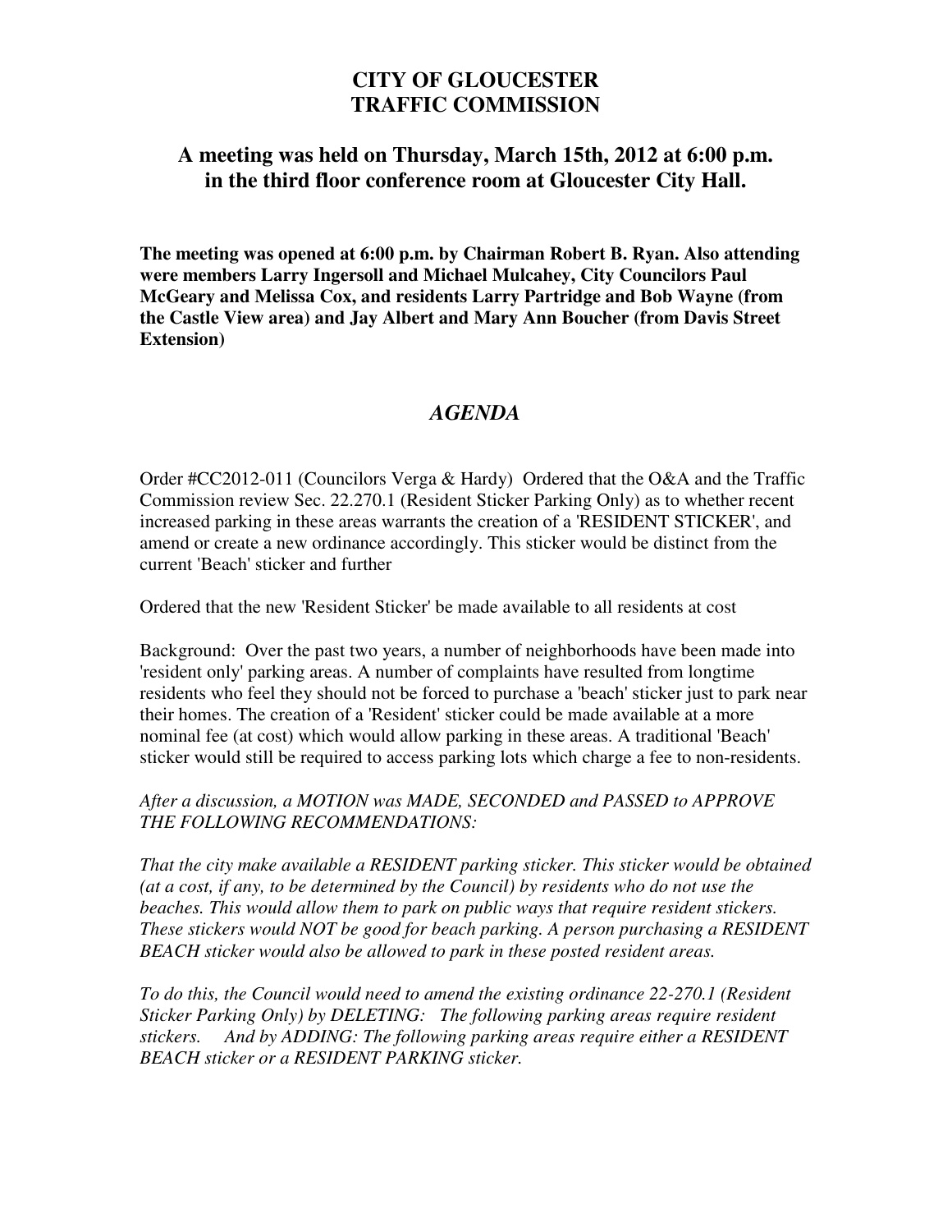# CITY OF GLOUCESTER
# TRAFFIC COMMISSION

## A meeting was held on Thursday, March 15th, 2012 at 6:00 p.m. in the third floor conference room at Gloucester City Hall.

**The meeting was opened at 6:00 p.m. by Chairman Robert B. Ryan. Also attending were members Larry Ingersoll and Michael Mulcahey, City Councilors Paul McGeary and Melissa Cox, and residents Larry Partridge and Bob Wayne (from the Castle View area) and Jay Albert and Mary Ann Boucher (from Davis Street Extension)**

## *AGENDA*

Order #CC2012-011 (Councilors Verga & Hardy) Ordered that the O&A and the Traffic Commission review Sec. 22.270.1 (Resident Sticker Parking Only) as to whether recent increased parking in these areas warrants the creation of a 'RESIDENT STICKER', and amend or create a new ordinance accordingly. This sticker would be distinct from the current 'Beach' sticker and further

Ordered that the new 'Resident Sticker' be made available to all residents at cost

Background: Over the past two years, a number of neighborhoods have been made into 'resident only' parking areas. A number of complaints have resulted from longtime residents who feel they should not be forced to purchase a 'beach' sticker just to park near their homes. The creation of a 'Resident' sticker could be made available at a more nominal fee (at cost) which would allow parking in these areas. A traditional 'Beach' sticker would still be required to access parking lots which charge a fee to non-residents.

*After a discussion, a MOTION was MADE, SECONDED and PASSED to APPROVE THE FOLLOWING RECOMMENDATIONS:*

*That the city make available a RESIDENT parking sticker. This sticker would be obtained (at a cost, if any, to be determined by the Council) by residents who do not use the beaches. This would allow them to park on public ways that require resident stickers. These stickers would NOT be good for beach parking. A person purchasing a RESIDENT BEACH sticker would also be allowed to park in these posted resident areas.*

*To do this, the Council would need to amend the existing ordinance 22-270.1 (Resident Sticker Parking Only) by DELETING: The following parking areas require resident stickers. And by ADDING: The following parking areas require either a RESIDENT BEACH sticker or a RESIDENT PARKING sticker.*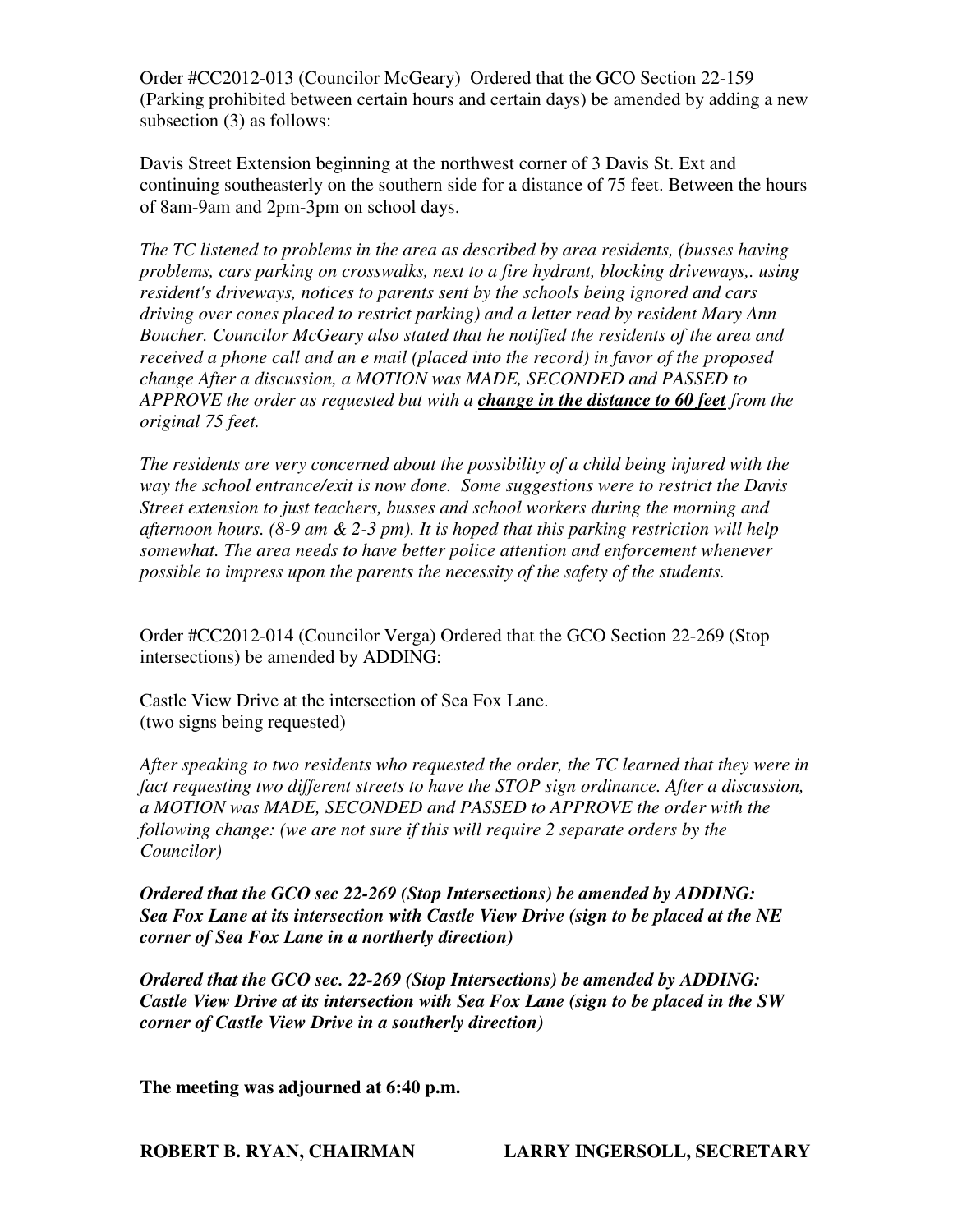Order #CC2012-013 (Councilor McGeary) Ordered that the GCO Section 22-159 (Parking prohibited between certain hours and certain days) be amended by adding a new subsection (3) as follows:

Davis Street Extension beginning at the northwest corner of 3 Davis St. Ext and continuing southeasterly on the southern side for a distance of 75 feet. Between the hours of 8am-9am and 2pm-3pm on school days.

*The TC listened to problems in the area as described by area residents, (busses having problems, cars parking on crosswalks, next to a fire hydrant, blocking driveways,. using resident's driveways, notices to parents sent by the schools being ignored and cars driving over cones placed to restrict parking) and a letter read by resident Mary Ann Boucher. Councilor McGeary also stated that he notified the residents of the area and received a phone call and an e mail (placed into the record) in favor of the proposed change After a discussion, a MOTION was MADE, SECONDED and PASSED to APPROVE the order as requested but with a* ***<u>change in the distance to 60 feet</u>*** *from the original 75 feet.*

*The residents are very concerned about the possibility of a child being injured with the way the school entrance/exit is now done. Some suggestions were to restrict the Davis Street extension to just teachers, busses and school workers during the morning and afternoon hours. (8-9 am & 2-3 pm). It is hoped that this parking restriction will help somewhat. The area needs to have better police attention and enforcement whenever possible to impress upon the parents the necessity of the safety of the students.*

Order #CC2012-014 (Councilor Verga) Ordered that the GCO Section 22-269 (Stop intersections) be amended by ADDING:

Castle View Drive at the intersection of Sea Fox Lane.
(two signs being requested)

*After speaking to two residents who requested the order, the TC learned that they were in fact requesting two different streets to have the STOP sign ordinance. After a discussion, a MOTION was MADE, SECONDED and PASSED to APPROVE the order with the following change: (we are not sure if this will require 2 separate orders by the Councilor)*

***Ordered that the GCO sec 22-269 (Stop Intersections) be amended by ADDING: Sea Fox Lane at its intersection with Castle View Drive (sign to be placed at the NE corner of Sea Fox Lane in a northerly direction)***

***Ordered that the GCO sec. 22-269 (Stop Intersections) be amended by ADDING: Castle View Drive at its intersection with Sea Fox Lane (sign to be placed in the SW corner of Castle View Drive in a southerly direction)***

**The meeting was adjourned at 6:40 p.m.**

**ROBERT B. RYAN, CHAIRMAN** **LARRY INGERSOLL, SECRETARY**